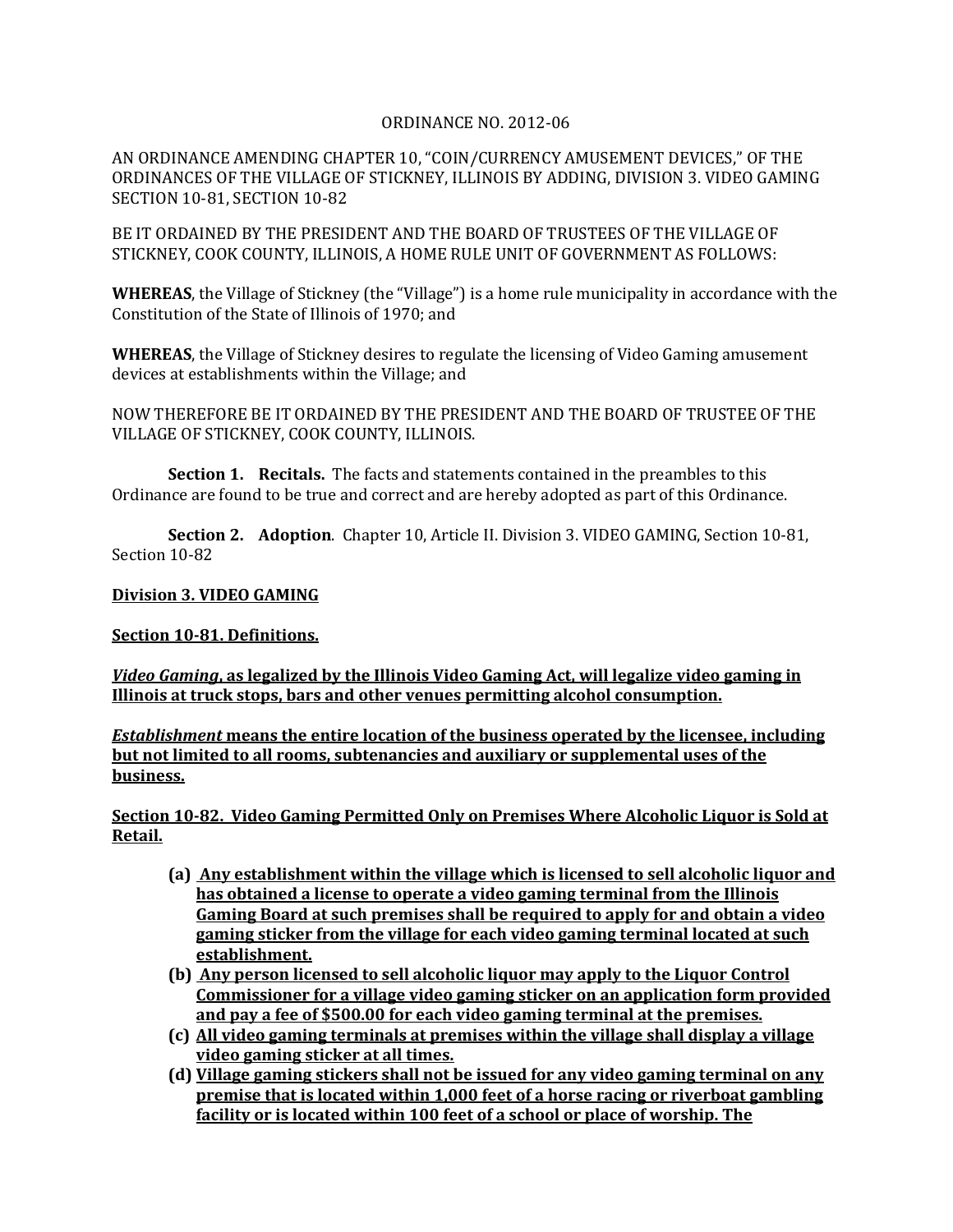ORDINANCE NO. 2012-06

AN ORDINANCE AMENDING CHAPTER 10, "COIN/CURRENCY AMUSEMENT DEVICES," OF THE ORDINANCES OF THE VILLAGE OF STICKNEY, ILLINOIS BY ADDING, DIVISION 3. VIDEO GAMING SECTION 10-81, SECTION 10-82

BE IT ORDAINED BY THE PRESIDENT AND THE BOARD OF TRUSTEES OF THE VILLAGE OF STICKNEY, COOK COUNTY, ILLINOIS, A HOME RULE UNIT OF GOVERNMENT AS FOLLOWS:

**WHEREAS**, the Village of Stickney (the "Village") is a home rule municipality in accordance with the Constitution of the State of Illinois of 1970; and

**WHEREAS**, the Village of Stickney desires to regulate the licensing of Video Gaming amusement devices at establishments within the Village; and

NOW THEREFORE BE IT ORDAINED BY THE PRESIDENT AND THE BOARD OF TRUSTEE OF THE VILLAGE OF STICKNEY, COOK COUNTY, ILLINOIS.

**Section 1. Recitals.** The facts and statements contained in the preambles to this Ordinance are found to be true and correct and are hereby adopted as part of this Ordinance.

**Section 2. Adoption**. Chapter 10, Article II. Division 3. VIDEO GAMING, Section 10-81, Section 10-82

**Division 3. VIDEO GAMING**

**Section 10-81. Definitions.**

***Video Gaming*, as legalized by the Illinois Video Gaming Act, will legalize video gaming in Illinois at truck stops, bars and other venues permitting alcohol consumption.**

***Establishment* means the entire location of the business operated by the licensee, including but not limited to all rooms, subtenancies and auxiliary or supplemental uses of the business.**

**Section 10-82. Video Gaming Permitted Only on Premises Where Alcoholic Liquor is Sold at Retail.**

- **(a) Any establishment within the village which is licensed to sell alcoholic liquor and has obtained a license to operate a video gaming terminal from the Illinois Gaming Board at such premises shall be required to apply for and obtain a video gaming sticker from the village for each video gaming terminal located at such establishment.**
- **(b) Any person licensed to sell alcoholic liquor may apply to the Liquor Control Commissioner for a village video gaming sticker on an application form provided and pay a fee of $500.00 for each video gaming terminal at the premises.**
- **(c) All video gaming terminals at premises within the village shall display a village video gaming sticker at all times.**
- **(d) Village gaming stickers shall not be issued for any video gaming terminal on any premise that is located within 1,000 feet of a horse racing or riverboat gambling facility or is located within 100 feet of a school or place of worship. The**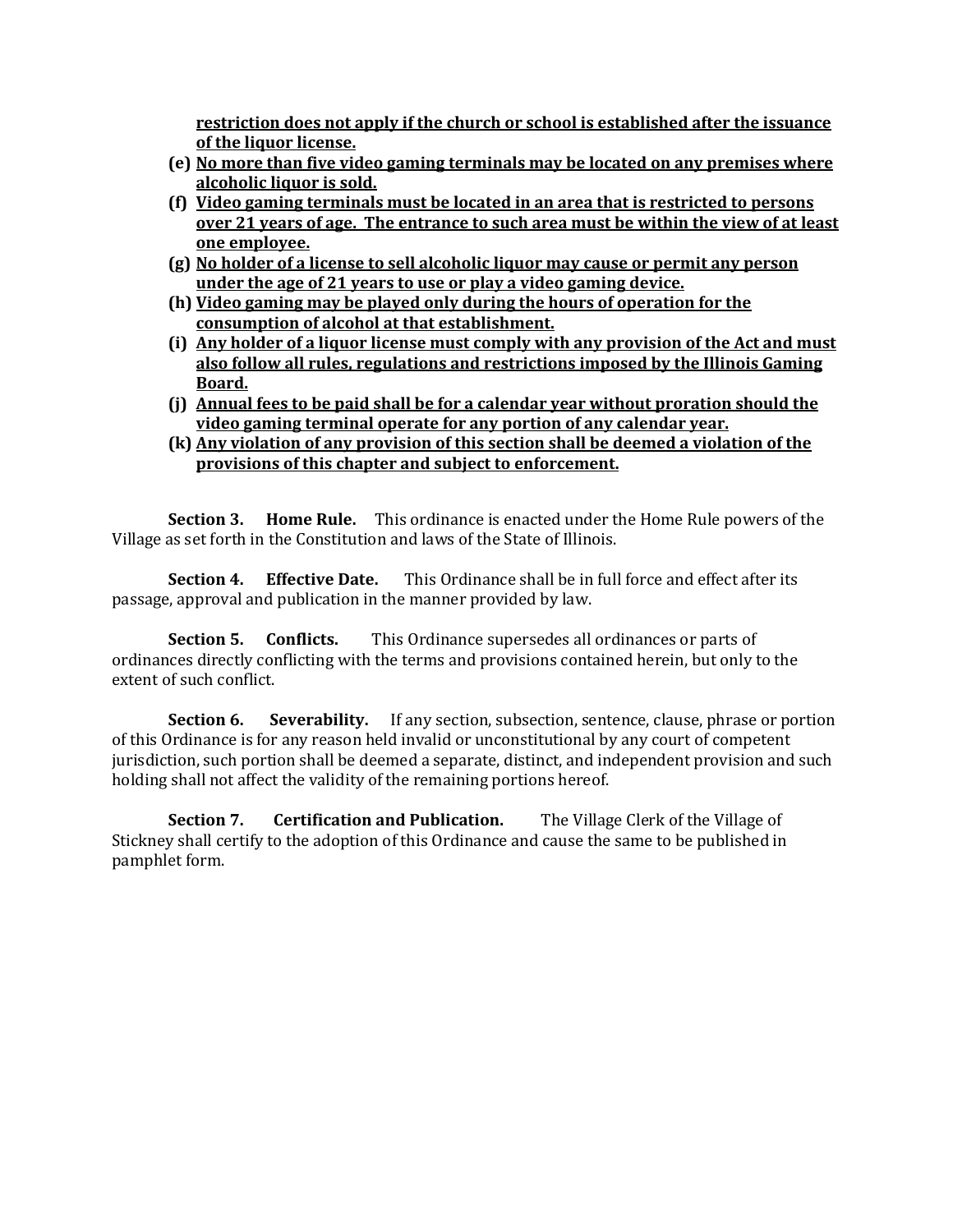**<u>restriction does not apply if the church or school is established after the issuance of the liquor license.</u>**

**(e) <u>No more than five video gaming terminals may be located on any premises where alcoholic liquor is sold.</u>**

**(f) <u>Video gaming terminals must be located in an area that is restricted to persons over 21 years of age. The entrance to such area must be within the view of at least one employee.</u>**

**(g) <u>No holder of a license to sell alcoholic liquor may cause or permit any person under the age of 21 years to use or play a video gaming device.</u>**

**(h) <u>Video gaming may be played only during the hours of operation for the consumption of alcohol at that establishment.</u>**

**(i) <u>Any holder of a liquor license must comply with any provision of the Act and must also follow all rules, regulations and restrictions imposed by the Illinois Gaming Board.</u>**

**(j) <u>Annual fees to be paid shall be for a calendar year without proration should the video gaming terminal operate for any portion of any calendar year.</u>**

**(k) <u>Any violation of any provision of this section shall be deemed a violation of the provisions of this chapter and subject to enforcement.</u>**

**Section 3. Home Rule.** This ordinance is enacted under the Home Rule powers of the Village as set forth in the Constitution and laws of the State of Illinois.

**Section 4. Effective Date.** This Ordinance shall be in full force and effect after its passage, approval and publication in the manner provided by law.

**Section 5. Conflicts.** This Ordinance supersedes all ordinances or parts of ordinances directly conflicting with the terms and provisions contained herein, but only to the extent of such conflict.

**Section 6. Severability.** If any section, subsection, sentence, clause, phrase or portion of this Ordinance is for any reason held invalid or unconstitutional by any court of competent jurisdiction, such portion shall be deemed a separate, distinct, and independent provision and such holding shall not affect the validity of the remaining portions hereof.

**Section 7. Certification and Publication.** The Village Clerk of the Village of Stickney shall certify to the adoption of this Ordinance and cause the same to be published in pamphlet form.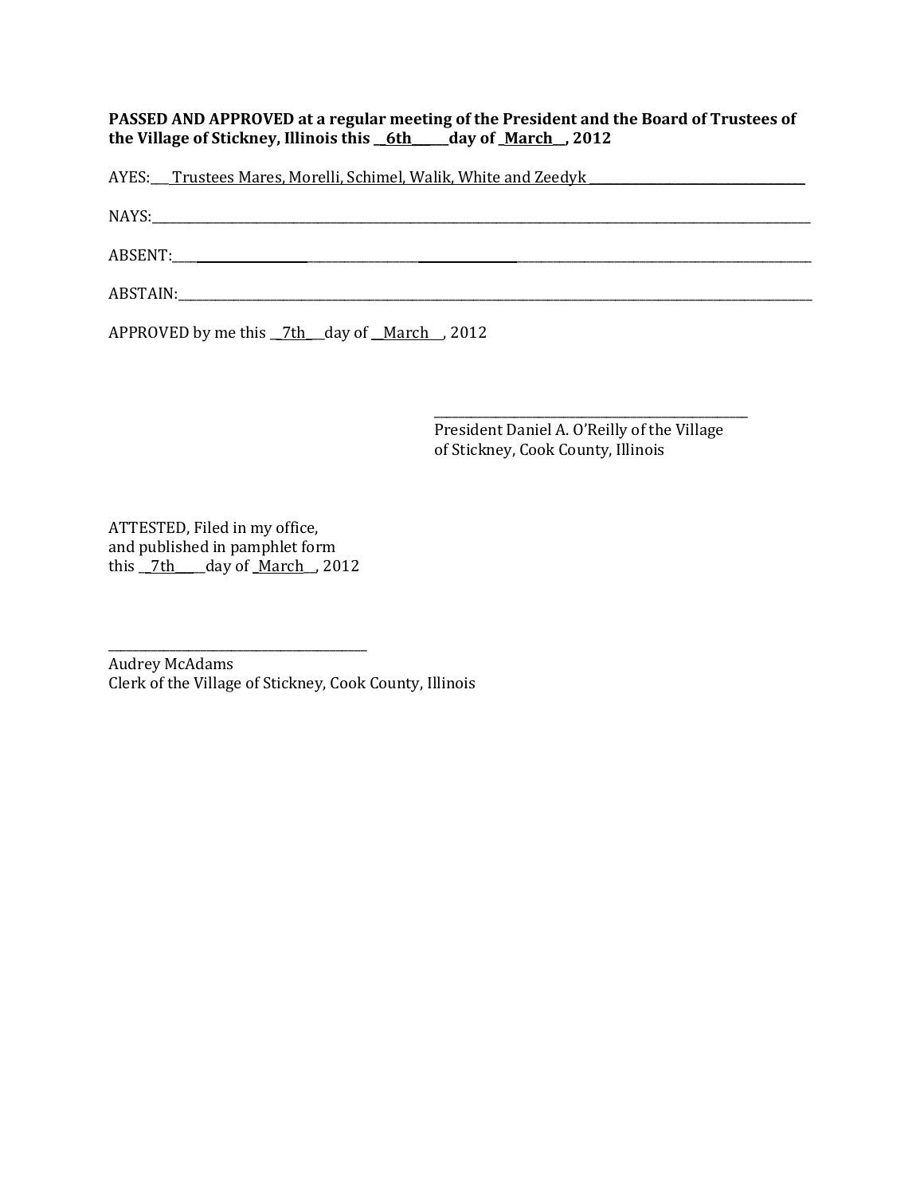**PASSED AND APPROVED at a regular meeting of the President and the Board of Trustees of the Village of Stickney, Illinois this __6th______day of _March__, 2012**

AYES:___Trustees Mares, Morelli, Schimel, Walik, White and Zeedyk ________________________________

NAYS:________________________________________________________________________________________________

ABSENT:______________________________________________________________________________________________

ABSTAIN:_____________________________________________________________________________________________

APPROVED by me this __7th___day of __March__, 2012

_______________________________________________
President Daniel A. O'Reilly of the Village
of Stickney, Cook County, Illinois

ATTESTED, Filed in my office,
and published in pamphlet form
this __7th_____day of _March__, 2012

_________________________________________
Audrey McAdams
Clerk of the Village of Stickney, Cook County, Illinois